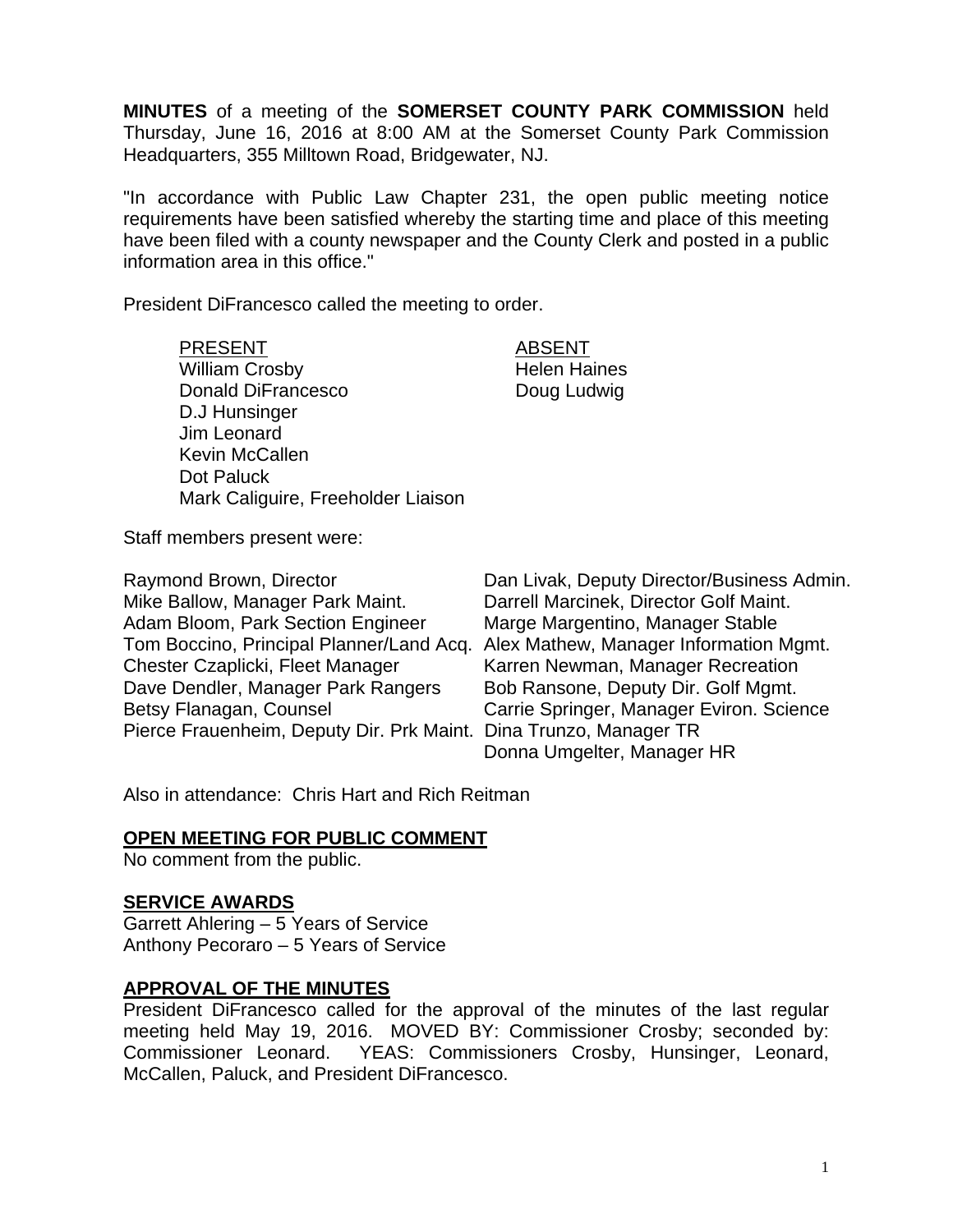**MINUTES** of a meeting of the **SOMERSET COUNTY PARK COMMISSION** held Thursday, June 16, 2016 at 8:00 AM at the Somerset County Park Commission Headquarters, 355 Milltown Road, Bridgewater, NJ.

"In accordance with Public Law Chapter 231, the open public meeting notice requirements have been satisfied whereby the starting time and place of this meeting have been filed with a county newspaper and the County Clerk and posted in a public information area in this office."

President DiFrancesco called the meeting to order.

| PRESENT | ABSENT |
|---|---|
| William Crosby | Helen Haines |
| Donald DiFrancesco | Doug Ludwig |
| D.J Hunsinger | |
| Jim Leonard | |
| Kevin McCallen | |
| Dot Paluck | |
| Mark Caliguire, Freeholder Liaison | |

Staff members present were:

| | |
|---|---|
| Raymond Brown, Director | Dan Livak, Deputy Director/Business Admin. |
| Mike Ballow, Manager Park Maint. | Darrell Marcinek, Director Golf Maint. |
| Adam Bloom, Park Section Engineer | Marge Margentino, Manager Stable |
| Tom Boccino, Principal Planner/Land Acq. | Alex Mathew, Manager Information Mgmt. |
| Chester Czaplicki, Fleet Manager | Karren Newman, Manager Recreation |
| Dave Dendler, Manager Park Rangers | Bob Ransone, Deputy Dir. Golf Mgmt. |
| Betsy Flanagan, Counsel | Carrie Springer, Manager Eviron. Science |
| Pierce Frauenheim, Deputy Dir. Prk Maint. | Dina Trunzo, Manager TR |
| | Donna Umgelter, Manager HR |

Also in attendance: Chris Hart and Rich Reitman

## OPEN MEETING FOR PUBLIC COMMENT

No comment from the public.

## SERVICE AWARDS

Garrett Ahlering – 5 Years of Service
Anthony Pecoraro – 5 Years of Service

## APPROVAL OF THE MINUTES

President DiFrancesco called for the approval of the minutes of the last regular meeting held May 19, 2016. MOVED BY: Commissioner Crosby; seconded by: Commissioner Leonard. YEAS: Commissioners Crosby, Hunsinger, Leonard, McCallen, Paluck, and President DiFrancesco.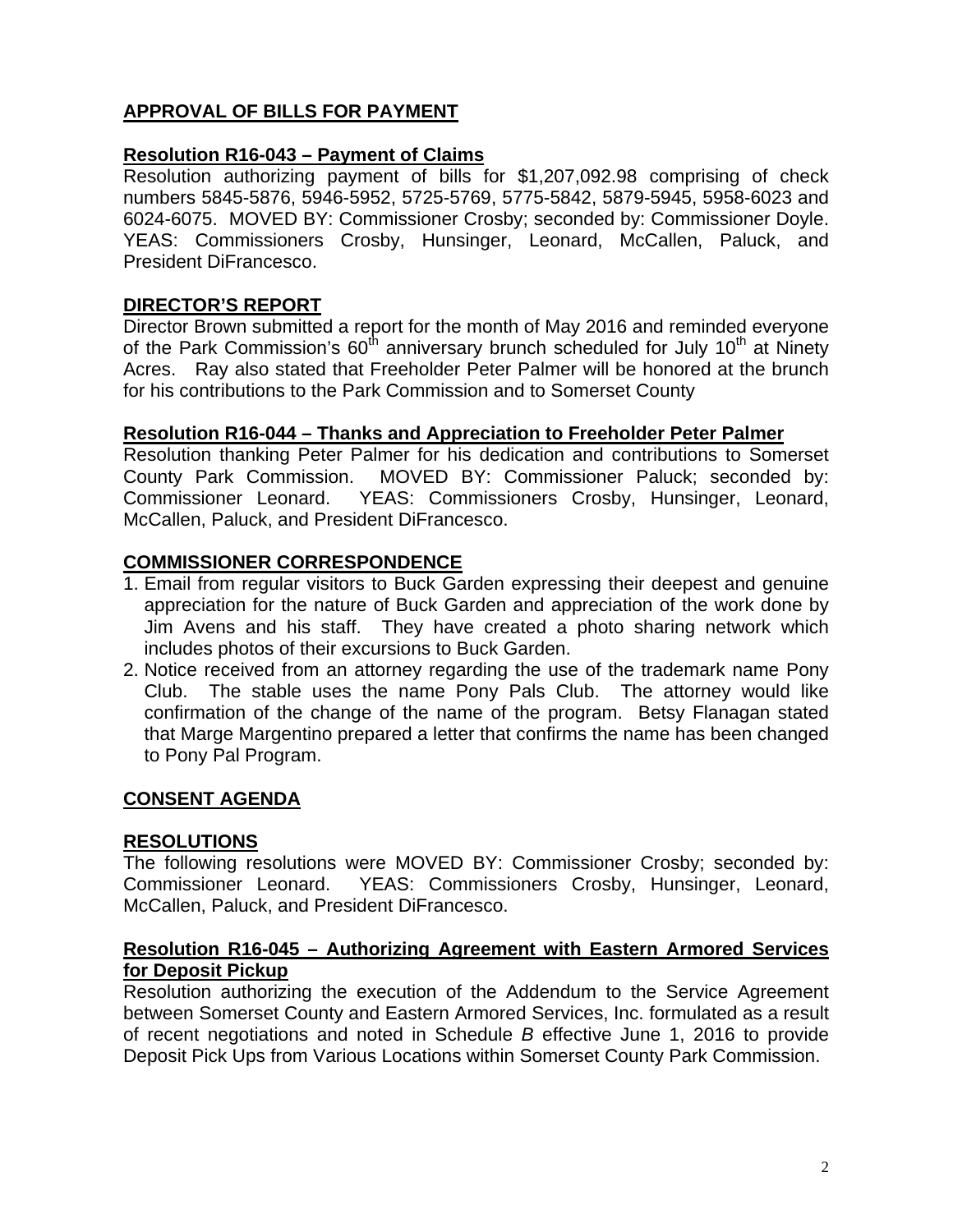## **APPROVAL OF BILLS FOR PAYMENT**

### **Resolution R16-043 – Payment of Claims**

Resolution authorizing payment of bills for $1,207,092.98 comprising of check numbers 5845-5876, 5946-5952, 5725-5769, 5775-5842, 5879-5945, 5958-6023 and 6024-6075. MOVED BY: Commissioner Crosby; seconded by: Commissioner Doyle. YEAS: Commissioners Crosby, Hunsinger, Leonard, McCallen, Paluck, and President DiFrancesco.

## **DIRECTOR'S REPORT**

Director Brown submitted a report for the month of May 2016 and reminded everyone of the Park Commission's 60th anniversary brunch scheduled for July 10th at Ninety Acres. Ray also stated that Freeholder Peter Palmer will be honored at the brunch for his contributions to the Park Commission and to Somerset County

### **Resolution R16-044 – Thanks and Appreciation to Freeholder Peter Palmer**

Resolution thanking Peter Palmer for his dedication and contributions to Somerset County Park Commission. MOVED BY: Commissioner Paluck; seconded by: Commissioner Leonard. YEAS: Commissioners Crosby, Hunsinger, Leonard, McCallen, Paluck, and President DiFrancesco.

## **COMMISSIONER CORRESPONDENCE**

1. Email from regular visitors to Buck Garden expressing their deepest and genuine appreciation for the nature of Buck Garden and appreciation of the work done by Jim Avens and his staff. They have created a photo sharing network which includes photos of their excursions to Buck Garden.
2. Notice received from an attorney regarding the use of the trademark name Pony Club. The stable uses the name Pony Pals Club. The attorney would like confirmation of the change of the name of the program. Betsy Flanagan stated that Marge Margentino prepared a letter that confirms the name has been changed to Pony Pal Program.

## **CONSENT AGENDA**

## **RESOLUTIONS**

The following resolutions were MOVED BY: Commissioner Crosby; seconded by: Commissioner Leonard. YEAS: Commissioners Crosby, Hunsinger, Leonard, McCallen, Paluck, and President DiFrancesco.

### **Resolution R16-045 – Authorizing Agreement with Eastern Armored Services for Deposit Pickup**

Resolution authorizing the execution of the Addendum to the Service Agreement between Somerset County and Eastern Armored Services, Inc. formulated as a result of recent negotiations and noted in Schedule *B* effective June 1, 2016 to provide Deposit Pick Ups from Various Locations within Somerset County Park Commission.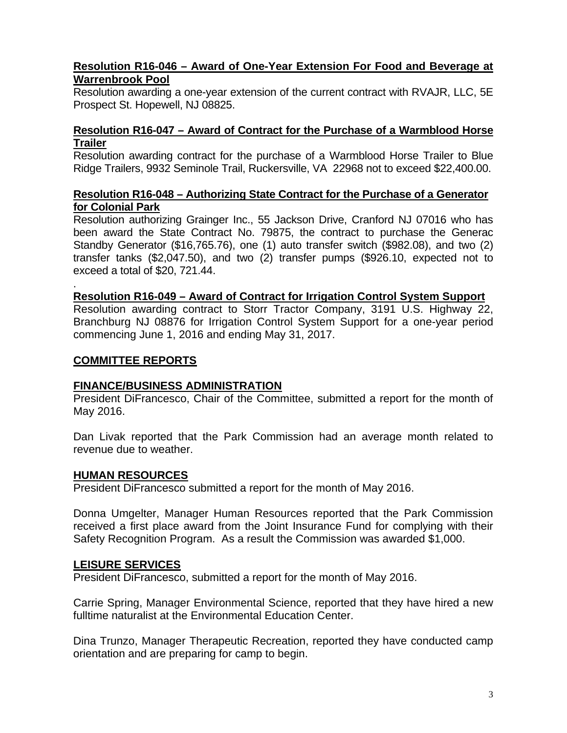**Resolution R16-046 – Award of One-Year Extension For Food and Beverage at Warrenbrook Pool**

Resolution awarding a one-year extension of the current contract with RVAJR, LLC, 5E Prospect St. Hopewell, NJ 08825.

**Resolution R16-047 – Award of Contract for the Purchase of a Warmblood Horse Trailer**

Resolution awarding contract for the purchase of a Warmblood Horse Trailer to Blue Ridge Trailers, 9932 Seminole Trail, Ruckersville, VA 22968 not to exceed $22,400.00.

**Resolution R16-048 – Authorizing State Contract for the Purchase of a Generator for Colonial Park**

Resolution authorizing Grainger Inc., 55 Jackson Drive, Cranford NJ 07016 who has been award the State Contract No. 79875, the contract to purchase the Generac Standby Generator ($16,765.76), one (1) auto transfer switch ($982.08), and two (2) transfer tanks ($2,047.50), and two (2) transfer pumps ($926.10, expected not to exceed a total of $20, 721.44.

.

**Resolution R16-049 – Award of Contract for Irrigation Control System Support**

Resolution awarding contract to Storr Tractor Company, 3191 U.S. Highway 22, Branchburg NJ 08876 for Irrigation Control System Support for a one-year period commencing June 1, 2016 and ending May 31, 2017.

## COMMITTEE REPORTS

### FINANCE/BUSINESS ADMINISTRATION

President DiFrancesco, Chair of the Committee, submitted a report for the month of May 2016.

Dan Livak reported that the Park Commission had an average month related to revenue due to weather.

### HUMAN RESOURCES

President DiFrancesco submitted a report for the month of May 2016.

Donna Umgelter, Manager Human Resources reported that the Park Commission received a first place award from the Joint Insurance Fund for complying with their Safety Recognition Program. As a result the Commission was awarded $1,000.

### LEISURE SERVICES

President DiFrancesco, submitted a report for the month of May 2016.

Carrie Spring, Manager Environmental Science, reported that they have hired a new fulltime naturalist at the Environmental Education Center.

Dina Trunzo, Manager Therapeutic Recreation, reported they have conducted camp orientation and are preparing for camp to begin.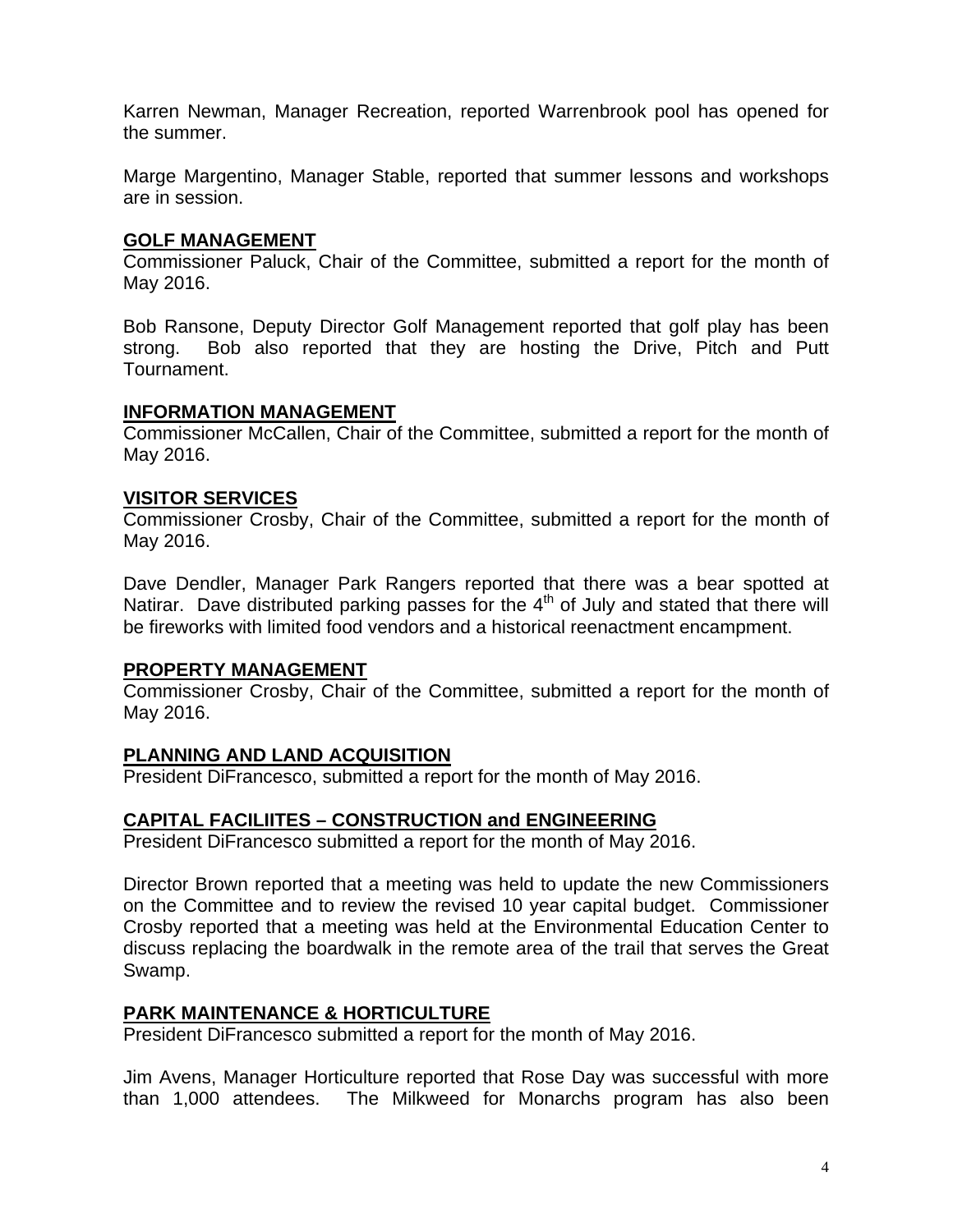Karren Newman, Manager Recreation, reported Warrenbrook pool has opened for the summer.

Marge Margentino, Manager Stable, reported that summer lessons and workshops are in session.

**GOLF MANAGEMENT**

Commissioner Paluck, Chair of the Committee, submitted a report for the month of May 2016.

Bob Ransone, Deputy Director Golf Management reported that golf play has been strong. Bob also reported that they are hosting the Drive, Pitch and Putt Tournament.

**INFORMATION MANAGEMENT**

Commissioner McCallen, Chair of the Committee, submitted a report for the month of May 2016.

**VISITOR SERVICES**

Commissioner Crosby, Chair of the Committee, submitted a report for the month of May 2016.

Dave Dendler, Manager Park Rangers reported that there was a bear spotted at Natirar. Dave distributed parking passes for the 4th of July and stated that there will be fireworks with limited food vendors and a historical reenactment encampment.

**PROPERTY MANAGEMENT**

Commissioner Crosby, Chair of the Committee, submitted a report for the month of May 2016.

**PLANNING AND LAND ACQUISITION**

President DiFrancesco, submitted a report for the month of May 2016.

**CAPITAL FACILIITES – CONSTRUCTION and ENGINEERING**

President DiFrancesco submitted a report for the month of May 2016.

Director Brown reported that a meeting was held to update the new Commissioners on the Committee and to review the revised 10 year capital budget. Commissioner Crosby reported that a meeting was held at the Environmental Education Center to discuss replacing the boardwalk in the remote area of the trail that serves the Great Swamp.

**PARK MAINTENANCE & HORTICULTURE**

President DiFrancesco submitted a report for the month of May 2016.

Jim Avens, Manager Horticulture reported that Rose Day was successful with more than 1,000 attendees. The Milkweed for Monarchs program has also been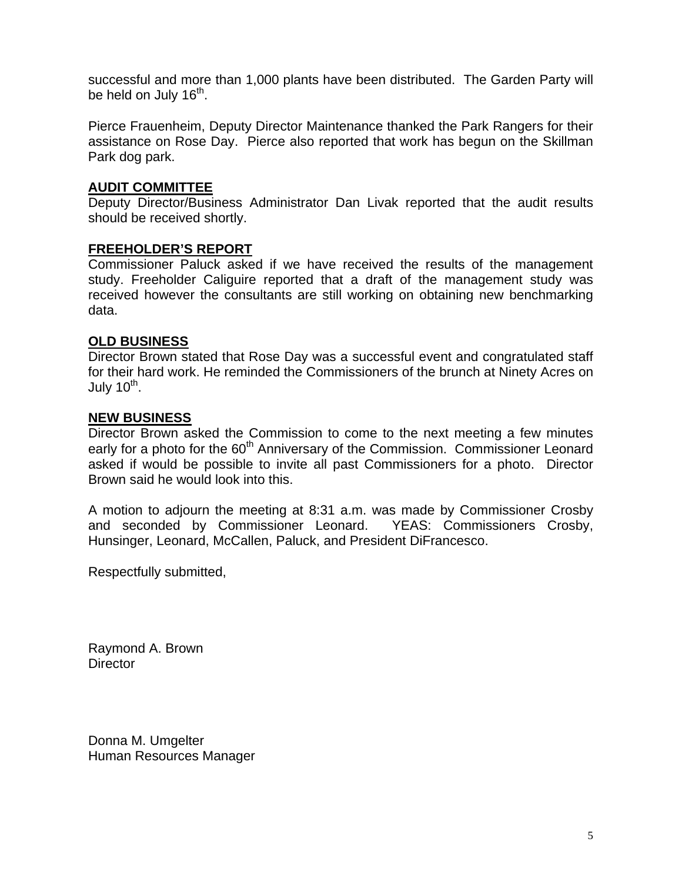successful and more than 1,000 plants have been distributed. The Garden Party will be held on July 16th.

Pierce Frauenheim, Deputy Director Maintenance thanked the Park Rangers for their assistance on Rose Day. Pierce also reported that work has begun on the Skillman Park dog park.

**AUDIT COMMITTEE**

Deputy Director/Business Administrator Dan Livak reported that the audit results should be received shortly.

**FREEHOLDER'S REPORT**

Commissioner Paluck asked if we have received the results of the management study. Freeholder Caliguire reported that a draft of the management study was received however the consultants are still working on obtaining new benchmarking data.

**OLD BUSINESS**

Director Brown stated that Rose Day was a successful event and congratulated staff for their hard work. He reminded the Commissioners of the brunch at Ninety Acres on July 10th.

**NEW BUSINESS**

Director Brown asked the Commission to come to the next meeting a few minutes early for a photo for the 60th Anniversary of the Commission. Commissioner Leonard asked if would be possible to invite all past Commissioners for a photo. Director Brown said he would look into this.

A motion to adjourn the meeting at 8:31 a.m. was made by Commissioner Crosby and seconded by Commissioner Leonard. YEAS: Commissioners Crosby, Hunsinger, Leonard, McCallen, Paluck, and President DiFrancesco.

Respectfully submitted,

Raymond A. Brown
Director

Donna M. Umgelter
Human Resources Manager